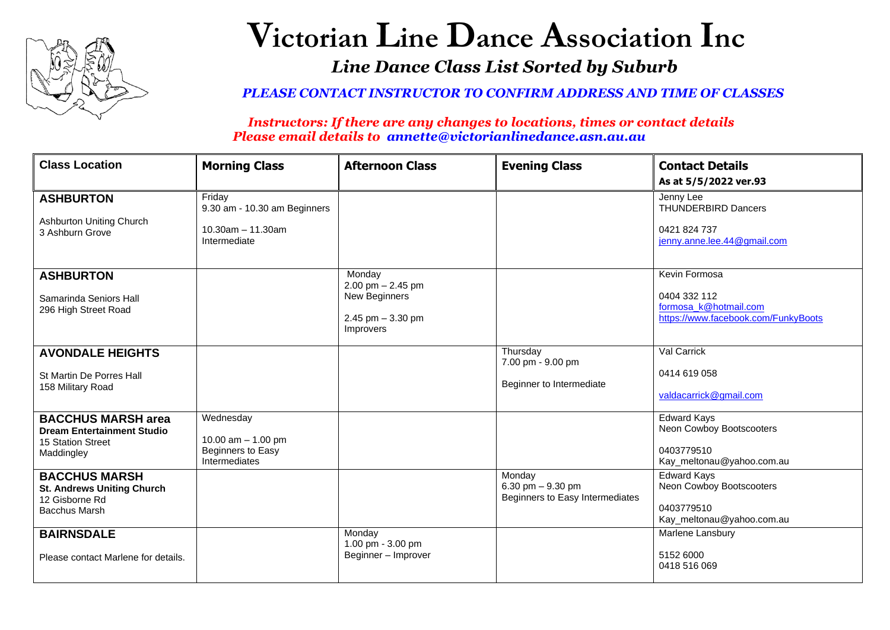# Victorian Line Dance Association Inc

## *Line Dance Class List Sorted by Suburb*

***PLEASE CONTACT INSTRUCTOR TO CONFIRM ADDRESS AND TIME OF CLASSES***

***Instructors: If there are any changes to locations, times or contact details Please email details to annette@victorianlinedance.asn.au.au***

| Class Location | Morning Class | Afternoon Class | Evening Class | Contact Details<br>As at 5/5/2022 ver.93 |
|---|---|---|---|---|
| **ASHBURTON**<br>Ashburton Uniting Church<br>3 Ashburn Grove | Friday<br>9.30 am - 10.30 am Beginners<br>10.30am – 11.30am<br>Intermediate | | | Jenny Lee<br>THUNDERBIRD Dancers<br>0421 824 737<br>jenny.anne.lee.44@gmail.com |
| **ASHBURTON**<br>Samarinda Seniors Hall<br>296 High Street Road | | Monday<br>2.00 pm – 2.45 pm<br>New Beginners<br>2.45 pm – 3.30 pm<br>Improvers | | Kevin Formosa<br>0404 332 112<br>formosa_k@hotmail.com<br>https://www.facebook.com/FunkyBoots |
| **AVONDALE HEIGHTS**<br>St Martin De Porres Hall<br>158 Military Road | | | Thursday<br>7.00 pm - 9.00 pm<br>Beginner to Intermediate | Val Carrick<br>0414 619 058<br>valdacarrick@gmail.com |
| **BACCHUS MARSH area**<br>**Dream Entertainment Studio**<br>15 Station Street<br>Maddingley | Wednesday<br>10.00 am – 1.00 pm<br>Beginners to Easy Intermediates | | | Edward Kays<br>Neon Cowboy Bootscooters<br>0403779510<br>Kay_meltonau@yahoo.com.au |
| **BACCHUS MARSH**<br>**St. Andrews Uniting Church**<br>12 Gisborne Rd<br>Bacchus Marsh | | | Monday<br>6.30 pm – 9.30 pm<br>Beginners to Easy Intermediates | Edward Kays<br>Neon Cowboy Bootscooters<br>0403779510<br>Kay_meltonau@yahoo.com.au |
| **BAIRNSDALE**<br>Please contact Marlene for details. | | Monday<br>1.00 pm - 3.00 pm<br>Beginner – Improver | | Marlene Lansbury<br>5152 6000<br>0418 516 069 |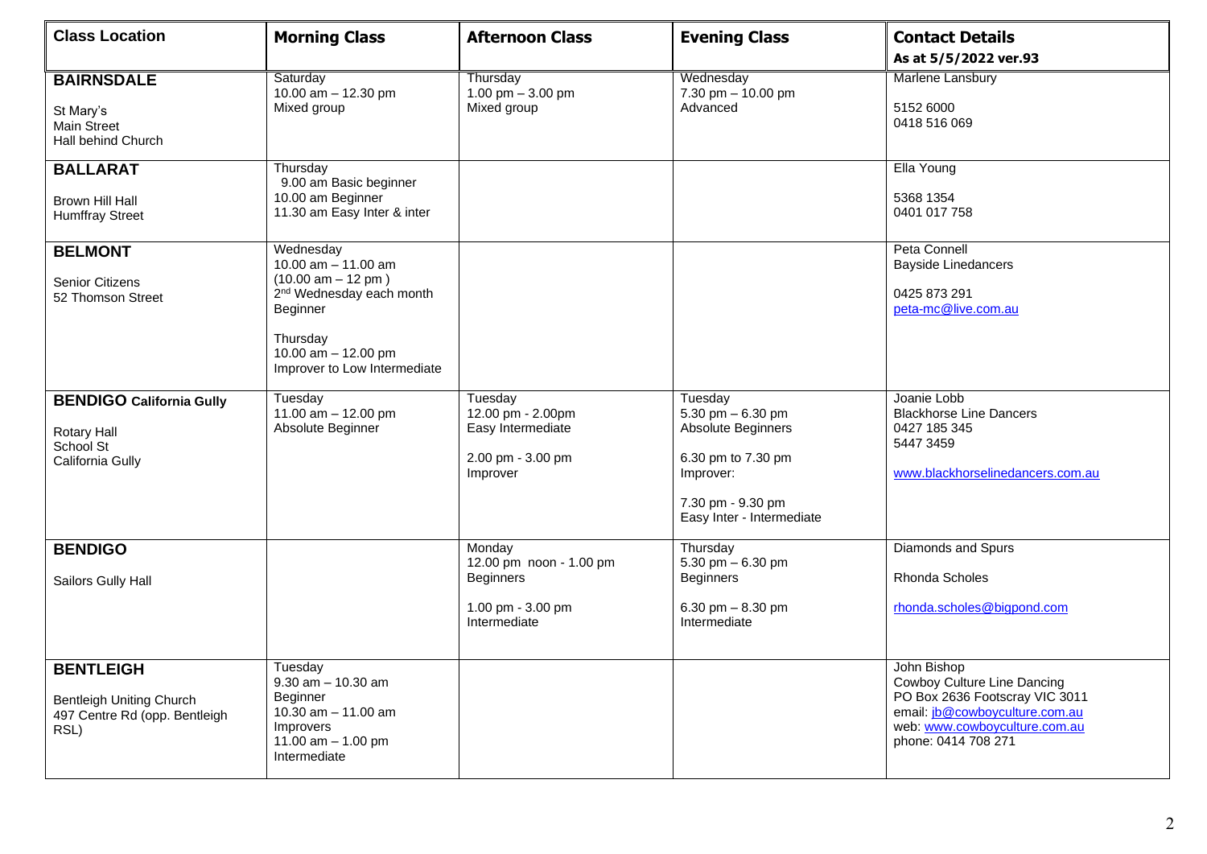| Class Location | Morning Class | Afternoon Class | Evening Class | Contact Details<br>As at 5/5/2022 ver.93 |
|---|---|---|---|---|
| **BAIRNSDALE**<br><br>St Mary's<br>Main Street<br>Hall behind Church | Saturday<br>10.00 am – 12.30 pm<br>Mixed group | Thursday<br>1.00 pm – 3.00 pm<br>Mixed group | Wednesday<br>7.30 pm – 10.00 pm<br>Advanced | Marlene Lansbury<br><br>5152 6000<br>0418 516 069 |
| **BALLARAT**<br><br>Brown Hill Hall<br>Humffray Street | Thursday<br>9.00 am Basic beginner<br>10.00 am Beginner<br>11.30 am Easy Inter & inter | | | Ella Young<br><br>5368 1354<br>0401 017 758 |
| **BELMONT**<br><br>Senior Citizens<br>52 Thomson Street | Wednesday<br>10.00 am – 11.00 am<br>(10.00 am – 12 pm )<br>2nd Wednesday each month<br>Beginner<br><br>Thursday<br>10.00 am – 12.00 pm<br>Improver to Low Intermediate | | | Peta Connell<br>Bayside Linedancers<br><br>0425 873 291<br>peta-mc@live.com.au |
| **BENDIGO California Gully**<br><br>Rotary Hall<br>School St<br>California Gully | Tuesday<br>11.00 am – 12.00 pm<br>Absolute Beginner | Tuesday<br>12.00 pm - 2.00pm<br>Easy Intermediate<br><br>2.00 pm - 3.00 pm<br>Improver | Tuesday<br>5.30 pm – 6.30 pm<br>Absolute Beginners<br><br>6.30 pm to 7.30 pm<br>Improver:<br><br>7.30 pm - 9.30 pm<br>Easy Inter - Intermediate | Joanie Lobb<br>Blackhorse Line Dancers<br>0427 185 345<br>5447 3459<br><br>www.blackhorselinedancers.com.au |
| **BENDIGO**<br><br>Sailors Gully Hall | | Monday<br>12.00 pm noon - 1.00 pm<br>Beginners<br><br>1.00 pm - 3.00 pm<br>Intermediate | Thursday<br>5.30 pm – 6.30 pm<br>Beginners<br><br>6.30 pm – 8.30 pm<br>Intermediate | Diamonds and Spurs<br><br>Rhonda Scholes<br><br>rhonda.scholes@bigpond.com |
| **BENTLEIGH**<br><br>Bentleigh Uniting Church<br>497 Centre Rd (opp. Bentleigh RSL) | Tuesday<br>9.30 am – 10.30 am<br>Beginner<br>10.30 am – 11.00 am<br>Improvers<br>11.00 am – 1.00 pm<br>Intermediate | | | John Bishop<br>Cowboy Culture Line Dancing<br>PO Box 2636 Footscray VIC 3011<br>email: jb@cowboyculture.com.au<br>web: www.cowboyculture.com.au<br>phone: 0414 708 271 |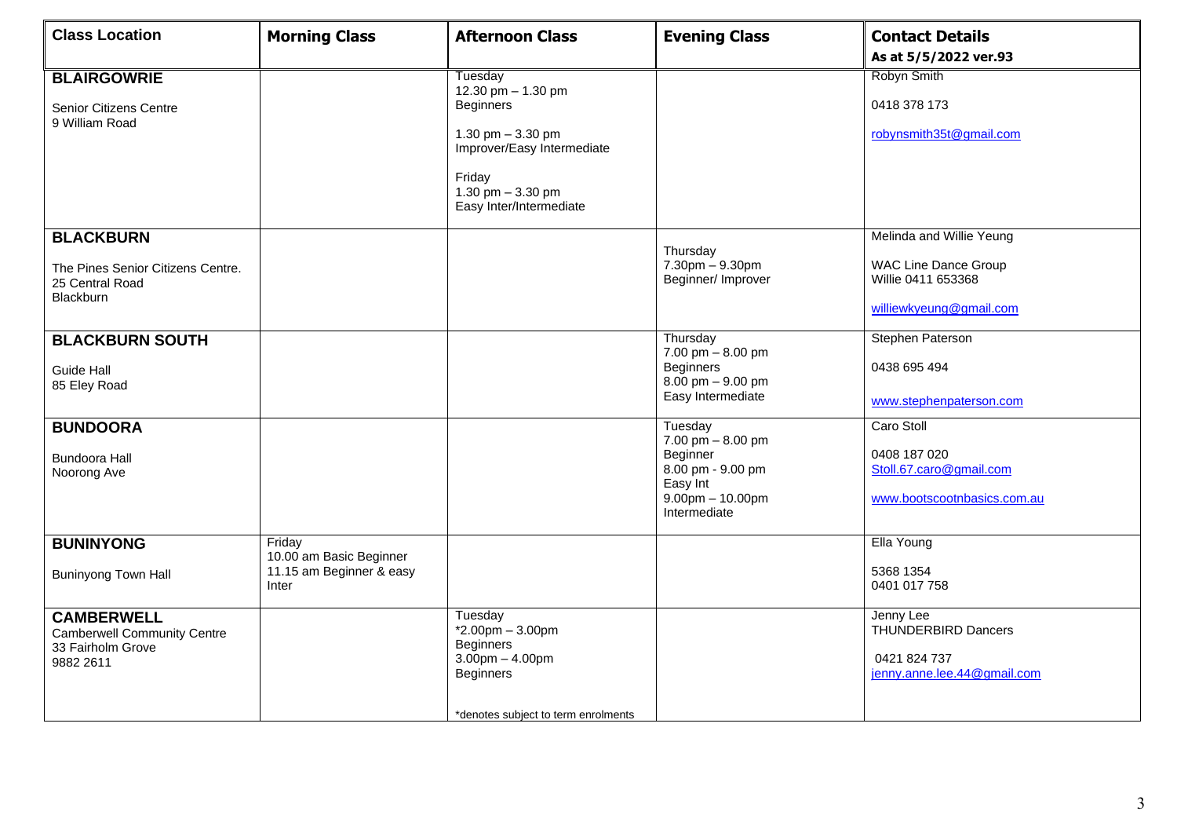| Class Location | Morning Class | Afternoon Class | Evening Class | Contact Details As at 5/5/2022 ver.93 |
|---|---|---|---|---|
| **BLAIRGOWRIE**<br><br>Senior Citizens Centre<br>9 William Road | | Tuesday<br>12.30 pm – 1.30 pm<br>Beginners<br><br>1.30 pm – 3.30 pm<br>Improver/Easy Intermediate<br><br>Friday<br>1.30 pm – 3.30 pm<br>Easy Inter/Intermediate | | Robyn Smith<br><br>0418 378 173<br><br>robynsmith35t@gmail.com |
| **BLACKBURN**<br><br>The Pines Senior Citizens Centre.<br>25 Central Road<br>Blackburn | | | Thursday<br>7.30pm – 9.30pm<br>Beginner/ Improver | Melinda and Willie Yeung<br><br>WAC Line Dance Group<br>Willie 0411 653368<br><br>williewkyeung@gmail.com |
| **BLACKBURN SOUTH**<br><br>Guide Hall<br>85 Eley Road | | | Thursday<br>7.00 pm – 8.00 pm<br>Beginners<br>8.00 pm – 9.00 pm<br>Easy Intermediate | Stephen Paterson<br><br>0438 695 494<br><br>www.stephenpaterson.com |
| **BUNDOORA**<br><br>Bundoora Hall<br>Noorong Ave | | | Tuesday<br>7.00 pm – 8.00 pm<br>Beginner<br>8.00 pm - 9.00 pm<br>Easy Int<br>9.00pm – 10.00pm<br>Intermediate | Caro Stoll<br><br>0408 187 020<br>Stoll.67.caro@gmail.com<br><br>www.bootscootnbasics.com.au |
| **BUNINYONG**<br><br>Buninyong Town Hall | Friday<br>10.00 am Basic Beginner<br>11.15 am Beginner & easy Inter | | | Ella Young<br><br>5368 1354<br>0401 017 758 |
| **CAMBERWELL**<br>Camberwell Community Centre<br>33 Fairholm Grove<br>9882 2611 | | Tuesday<br>*2.00pm – 3.00pm<br>Beginners<br>3.00pm – 4.00pm<br>Beginners<br><br>*denotes subject to term enrolments | | Jenny Lee<br>THUNDERBIRD Dancers<br><br>0421 824 737<br>jenny.anne.lee.44@gmail.com |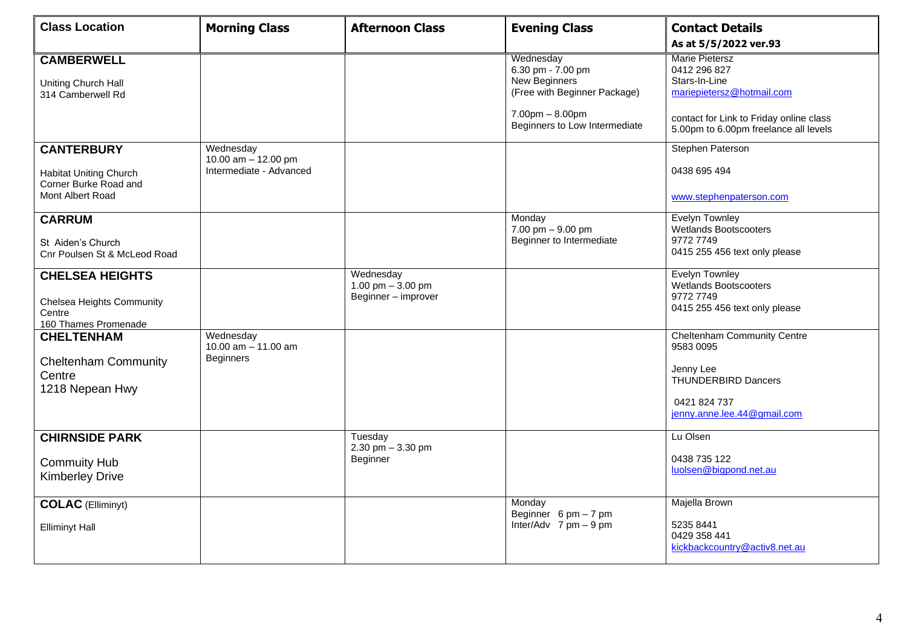| **Class Location** | **Morning Class** | **Afternoon Class** | **Evening Class** | **Contact Details**<br>**As at 5/5/2022 ver.93** |
|---|---|---|---|---|
| **CAMBERWELL**<br><br>Uniting Church Hall<br>314 Camberwell Rd | | | Wednesday<br>6.30 pm - 7.00 pm<br>New Beginners<br>(Free with Beginner Package)<br><br>7.00pm – 8.00pm<br>Beginners to Low Intermediate | Marie Pietersz<br>0412 296 827<br>Stars-In-Line<br>mariepietersz@hotmail.com<br><br>contact for Link to Friday online class<br>5.00pm to 6.00pm freelance all levels |
| **CANTERBURY**<br><br>Habitat Uniting Church<br>Corner Burke Road and<br>Mont Albert Road | Wednesday<br>10.00 am – 12.00 pm<br>Intermediate - Advanced | | | Stephen Paterson<br><br>0438 695 494<br><br>www.stephenpaterson.com |
| **CARRUM**<br><br>St Aiden's Church<br>Cnr Poulsen St & McLeod Road | | | Monday<br>7.00 pm – 9.00 pm<br>Beginner to Intermediate | Evelyn Townley<br>Wetlands Bootscooters<br>9772 7749<br>0415 255 456 text only please |
| **CHELSEA HEIGHTS**<br><br>Chelsea Heights Community Centre<br>160 Thames Promenade | | Wednesday<br>1.00 pm – 3.00 pm<br>Beginner – improver | | Evelyn Townley<br>Wetlands Bootscooters<br>9772 7749<br>0415 255 456 text only please |
| **CHELTENHAM**<br><br>Cheltenham Community Centre<br>1218 Nepean Hwy | Wednesday<br>10.00 am – 11.00 am<br>Beginners | | | Cheltenham Community Centre<br>9583 0095<br><br>Jenny Lee<br>THUNDERBIRD Dancers<br><br>0421 824 737<br>jenny.anne.lee.44@gmail.com |
| **CHIRNSIDE PARK**<br><br>Commuity Hub<br>Kimberley Drive | | Tuesday<br>2.30 pm – 3.30 pm<br>Beginner | | Lu Olsen<br><br>0438 735 122<br>luolsen@bigpond.net.au |
| **COLAC** (Elliminyt)<br><br>Elliminyt Hall | | | Monday<br>Beginner 6 pm – 7 pm<br>Inter/Adv 7 pm – 9 pm | Majella Brown<br><br>5235 8441<br>0429 358 441<br>kickbackcountry@activ8.net.au |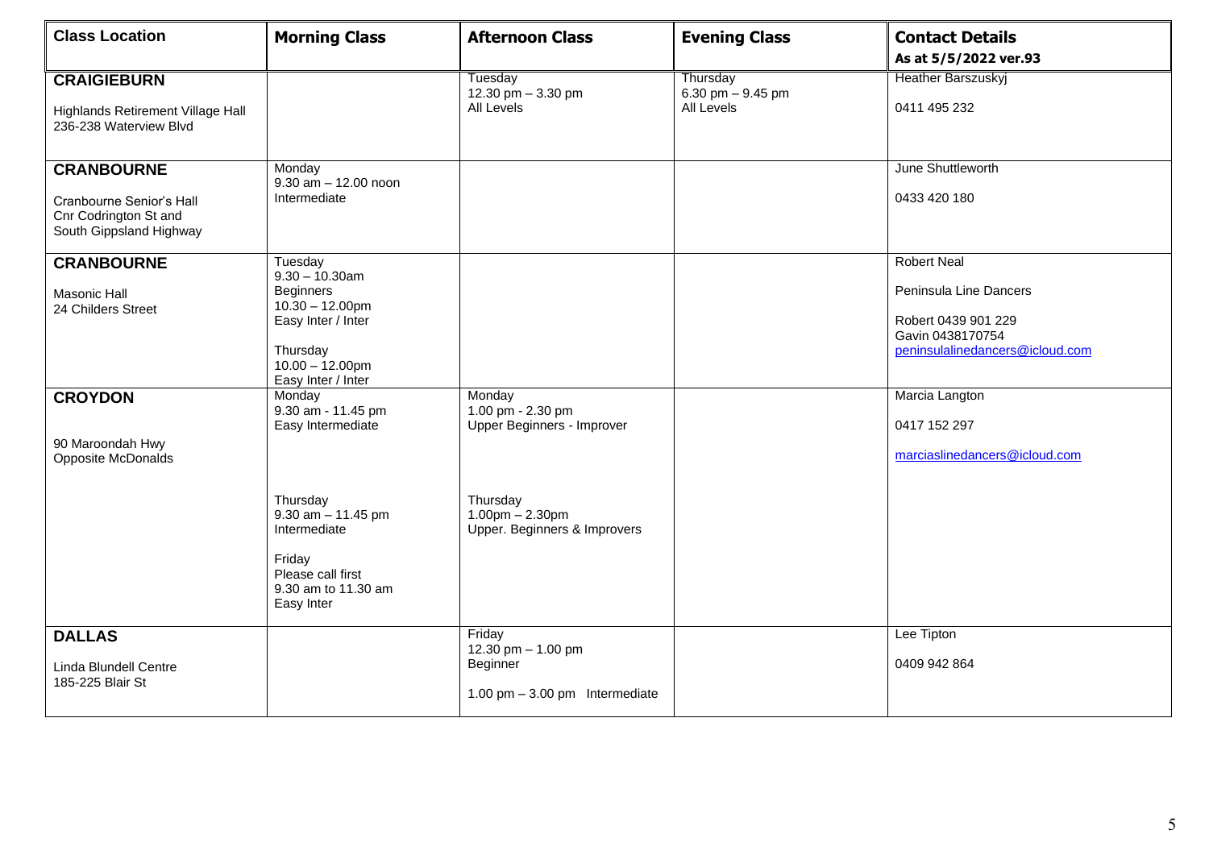| **Class Location** | **Morning Class** | **Afternoon Class** | **Evening Class** | **Contact Details**<br>**As at 5/5/2022 ver.93** |
|---|---|---|---|---|
| **CRAIGIEBURN**<br><br>Highlands Retirement Village Hall<br>236-238 Waterview Blvd | | Tuesday<br>12.30 pm – 3.30 pm<br>All Levels | Thursday<br>6.30 pm – 9.45 pm<br>All Levels | Heather Barszuskyj<br><br>0411 495 232 |
| **CRANBOURNE**<br><br>Cranbourne Senior's Hall<br>Cnr Codrington St and<br>South Gippsland Highway | Monday<br>9.30 am – 12.00 noon<br>Intermediate | | | June Shuttleworth<br><br>0433 420 180 |
| **CRANBOURNE**<br><br>Masonic Hall<br>24 Childers Street | Tuesday<br>9.30 – 10.30am<br>Beginners<br>10.30 – 12.00pm<br>Easy Inter / Inter<br><br>Thursday<br>10.00 – 12.00pm<br>Easy Inter / Inter | | | Robert Neal<br><br>Peninsula Line Dancers<br><br>Robert 0439 901 229<br>Gavin 0438170754<br>peninsulalinedancers@icloud.com |
| **CROYDON**<br><br>90 Maroondah Hwy<br>Opposite McDonalds | Monday<br>9.30 am - 11.45 pm<br>Easy Intermediate<br><br>Thursday<br>9.30 am – 11.45 pm<br>Intermediate<br><br>Friday<br>Please call first<br>9.30 am to 11.30 am<br>Easy Inter | Monday<br>1.00 pm - 2.30 pm<br>Upper Beginners - Improver<br><br>Thursday<br>1.00pm – 2.30pm<br>Upper. Beginners & Improvers | | Marcia Langton<br><br>0417 152 297<br><br>marciaslinedancers@icloud.com |
| **DALLAS**<br><br>Linda Blundell Centre<br>185-225 Blair St | | Friday<br>12.30 pm – 1.00 pm<br>Beginner<br><br>1.00 pm – 3.00 pm Intermediate | | Lee Tipton<br><br>0409 942 864 |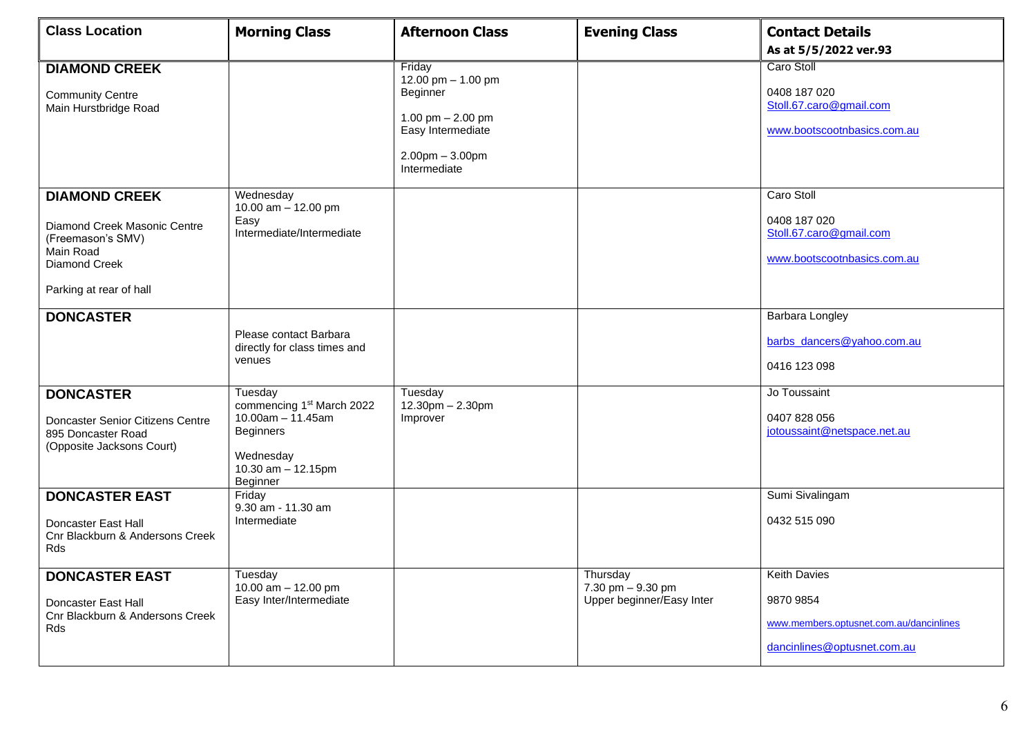| Class Location | Morning Class | Afternoon Class | Evening Class | Contact Details As at 5/5/2022 ver.93 |
|---|---|---|---|---|
| **DIAMOND CREEK**<br><br>Community Centre<br>Main Hurstbridge Road | | Friday<br>12.00 pm – 1.00 pm<br>Beginner<br><br>1.00 pm – 2.00 pm<br>Easy Intermediate<br><br>2.00pm – 3.00pm<br>Intermediate | | Caro Stoll<br><br>0408 187 020<br>Stoll.67.caro@gmail.com<br><br>www.bootscootnbasics.com.au |
| **DIAMOND CREEK**<br><br>Diamond Creek Masonic Centre (Freemason's SMV)<br>Main Road<br>Diamond Creek<br><br>Parking at rear of hall | Wednesday<br>10.00 am – 12.00 pm<br>Easy Intermediate/Intermediate | | | Caro Stoll<br><br>0408 187 020<br>Stoll.67.caro@gmail.com<br><br>www.bootscootnbasics.com.au |
| **DONCASTER** | Please contact Barbara directly for class times and venues | | | Barbara Longley<br><br>barbs_dancers@yahoo.com.au<br><br>0416 123 098 |
| **DONCASTER**<br><br>Doncaster Senior Citizens Centre<br>895 Doncaster Road<br>(Opposite Jacksons Court) | Tuesday<br>commencing 1st March 2022<br>10.00am – 11.45am<br>Beginners<br><br>Wednesday<br>10.30 am – 12.15pm<br>Beginner | Tuesday<br>12.30pm – 2.30pm<br>Improver | | Jo Toussaint<br><br>0407 828 056<br>jotoussaint@netspace.net.au |
| **DONCASTER EAST**<br><br>Doncaster East Hall<br>Cnr Blackburn & Andersons Creek Rds | Friday<br>9.30 am - 11.30 am<br>Intermediate | | | Sumi Sivalingam<br><br>0432 515 090 |
| **DONCASTER EAST**<br><br>Doncaster East Hall<br>Cnr Blackburn & Andersons Creek Rds | Tuesday<br>10.00 am – 12.00 pm<br>Easy Inter/Intermediate | | Thursday<br>7.30 pm – 9.30 pm<br>Upper beginner/Easy Inter | Keith Davies<br><br>9870 9854<br><br>www.members.optusnet.com.au/dancinlines<br><br>dancinlines@optusnet.com.au |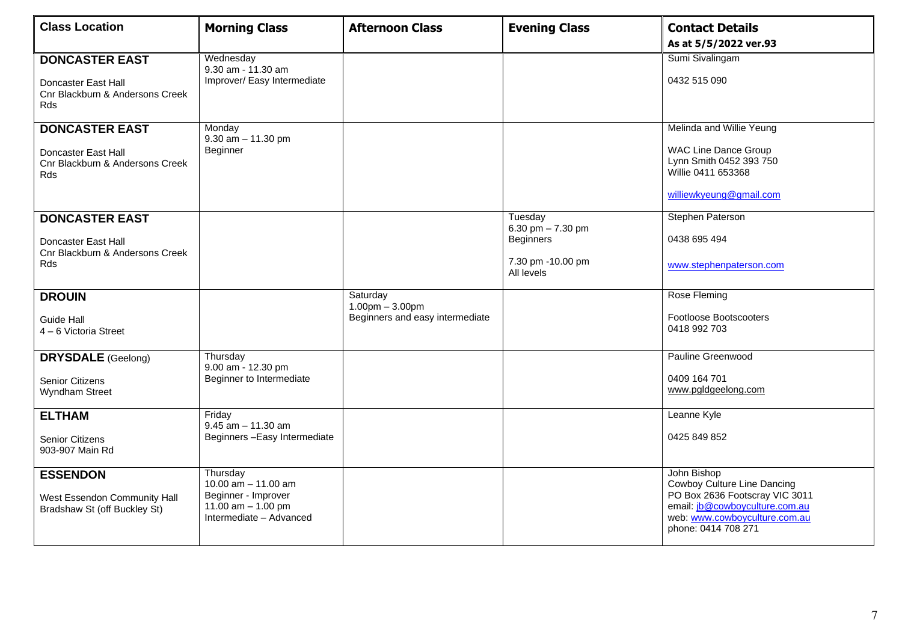| Class Location | Morning Class | Afternoon Class | Evening Class | Contact Details<br>As at 5/5/2022 ver.93 |
|---|---|---|---|---|
| **DONCASTER EAST**<br><br>Doncaster East Hall<br>Cnr Blackburn & Andersons Creek Rds | Wednesday<br>9.30 am - 11.30 am<br>Improver/ Easy Intermediate | | | Sumi Sivalingam<br><br>0432 515 090 |
| **DONCASTER EAST**<br><br>Doncaster East Hall<br>Cnr Blackburn & Andersons Creek Rds | Monday<br>9.30 am – 11.30 pm<br>Beginner | | | Melinda and Willie Yeung<br><br>WAC Line Dance Group<br>Lynn Smith 0452 393 750<br>Willie 0411 653368<br><br>williewkyeung@gmail.com |
| **DONCASTER EAST**<br><br>Doncaster East Hall<br>Cnr Blackburn & Andersons Creek Rds | | | Tuesday<br>6.30 pm – 7.30 pm<br>Beginners<br><br>7.30 pm -10.00 pm<br>All levels | Stephen Paterson<br><br>0438 695 494<br><br>www.stephenpaterson.com |
| **DROUIN**<br><br>Guide Hall<br>4 – 6 Victoria Street | | Saturday<br>1.00pm – 3.00pm<br>Beginners and easy intermediate | | Rose Fleming<br><br>Footloose Bootscooters<br>0418 992 703 |
| **DRYSDALE** (Geelong)<br><br>Senior Citizens<br>Wyndham Street | Thursday<br>9.00 am - 12.30 pm<br>Beginner to Intermediate | | | Pauline Greenwood<br><br>0409 164 701<br>www.pgldgeelong.com |
| **ELTHAM**<br><br>Senior Citizens<br>903-907 Main Rd | Friday<br>9.45 am – 11.30 am<br>Beginners –Easy Intermediate | | | Leanne Kyle<br><br>0425 849 852 |
| **ESSENDON**<br><br>West Essendon Community Hall<br>Bradshaw St (off Buckley St) | Thursday<br>10.00 am – 11.00 am<br>Beginner - Improver<br>11.00 am – 1.00 pm<br>Intermediate – Advanced | | | John Bishop<br>Cowboy Culture Line Dancing<br>PO Box 2636 Footscray VIC 3011<br>email: jb@cowboyculture.com.au<br>web: www.cowboyculture.com.au<br>phone: 0414 708 271 |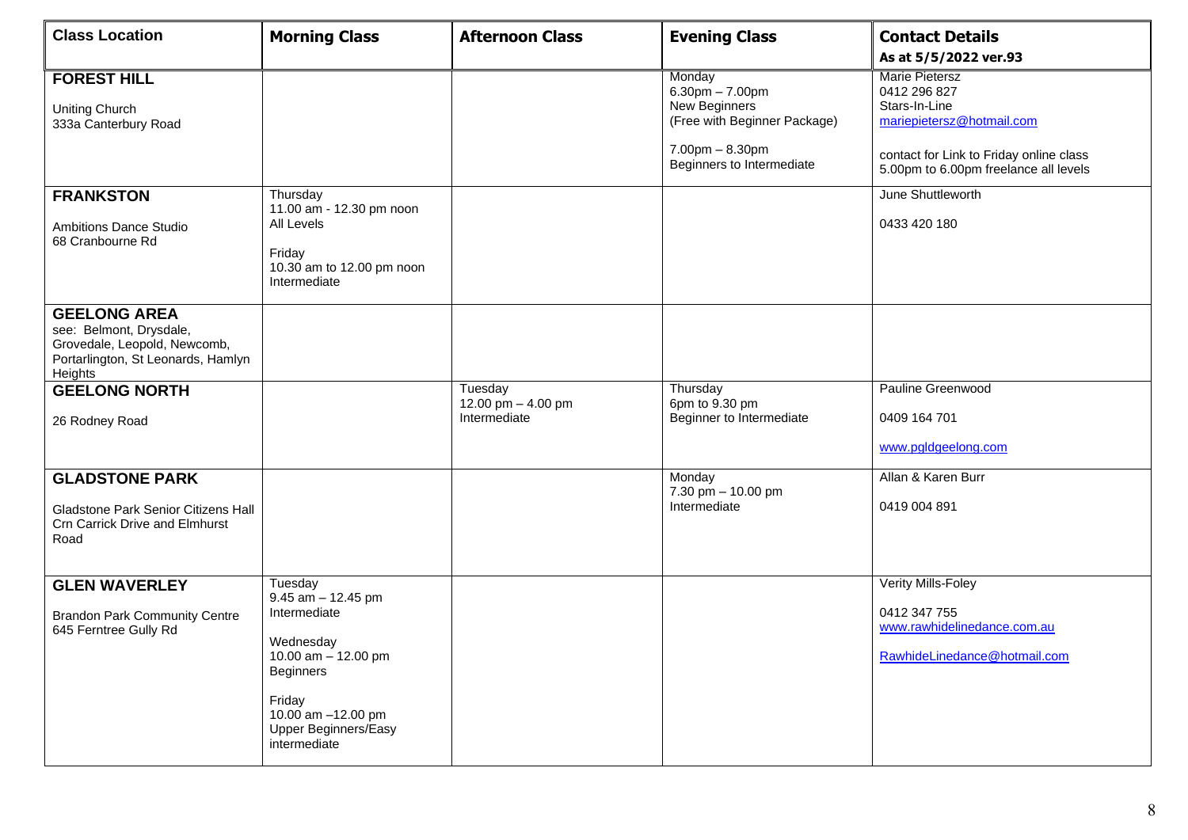| Class Location | Morning Class | Afternoon Class | Evening Class | Contact Details<br>As at 5/5/2022 ver.93 |
|---|---|---|---|---|
| **FOREST HILL**<br><br>Uniting Church<br>333a Canterbury Road | | | Monday<br>6.30pm – 7.00pm<br>New Beginners<br>(Free with Beginner Package)<br><br>7.00pm – 8.30pm<br>Beginners to Intermediate | Marie Pietersz<br>0412 296 827<br>Stars-In-Line<br>mariepietersz@hotmail.com<br><br>contact for Link to Friday online class<br>5.00pm to 6.00pm freelance all levels |
| **FRANKSTON**<br><br>Ambitions Dance Studio<br>68 Cranbourne Rd | Thursday<br>11.00 am - 12.30 pm noon<br>All Levels<br><br>Friday<br>10.30 am to 12.00 pm noon<br>Intermediate | | | June Shuttleworth<br><br>0433 420 180 |
| **GEELONG AREA**<br>see: Belmont, Drysdale, Grovedale, Leopold, Newcomb, Portarlington, St Leonards, Hamlyn Heights | | | | |
| **GEELONG NORTH**<br><br>26 Rodney Road | | Tuesday<br>12.00 pm – 4.00 pm<br>Intermediate | Thursday<br>6pm to 9.30 pm<br>Beginner to Intermediate | Pauline Greenwood<br><br>0409 164 701<br><br>www.pgldgeelong.com |
| **GLADSTONE PARK**<br><br>Gladstone Park Senior Citizens Hall<br>Crn Carrick Drive and Elmhurst Road | | | Monday<br>7.30 pm – 10.00 pm<br>Intermediate | Allan & Karen Burr<br><br>0419 004 891 |
| **GLEN WAVERLEY**<br><br>Brandon Park Community Centre<br>645 Ferntree Gully Rd | Tuesday<br>9.45 am – 12.45 pm<br>Intermediate<br><br>Wednesday<br>10.00 am – 12.00 pm<br>Beginners<br><br>Friday<br>10.00 am –12.00 pm<br>Upper Beginners/Easy intermediate | | | Verity Mills-Foley<br><br>0412 347 755<br>www.rawhidelinedance.com.au<br><br>RawhideLinedance@hotmail.com |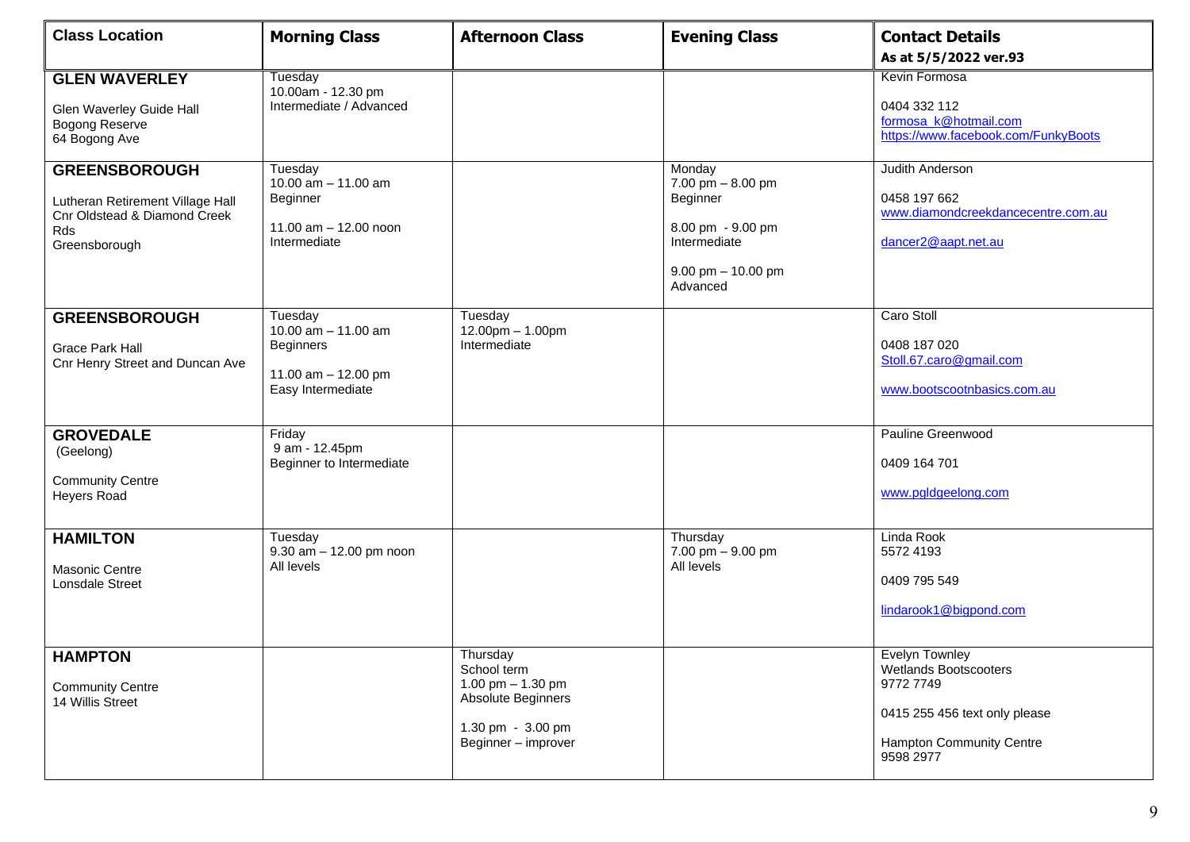| Class Location | Morning Class | Afternoon Class | Evening Class | Contact Details<br>As at 5/5/2022 ver.93 |
|---|---|---|---|---|
| **GLEN WAVERLEY**<br><br>Glen Waverley Guide Hall<br>Bogong Reserve<br>64 Bogong Ave | Tuesday<br>10.00am - 12.30 pm<br>Intermediate / Advanced | | | Kevin Formosa<br><br>0404 332 112<br>formosa_k@hotmail.com<br>https://www.facebook.com/FunkyBoots |
| **GREENSBOROUGH**<br><br>Lutheran Retirement Village Hall<br>Cnr Oldstead & Diamond Creek Rds<br>Greensborough | Tuesday<br>10.00 am – 11.00 am<br>Beginner<br><br>11.00 am – 12.00 noon<br>Intermediate | | Monday<br>7.00 pm – 8.00 pm<br>Beginner<br><br>8.00 pm - 9.00 pm<br>Intermediate<br><br>9.00 pm – 10.00 pm<br>Advanced | Judith Anderson<br><br>0458 197 662<br>www.diamondcreekdancecentre.com.au<br><br>dancer2@aapt.net.au |
| **GREENSBOROUGH**<br><br>Grace Park Hall<br>Cnr Henry Street and Duncan Ave | Tuesday<br>10.00 am – 11.00 am<br>Beginners<br><br>11.00 am – 12.00 pm<br>Easy Intermediate | Tuesday<br>12.00pm – 1.00pm<br>Intermediate | | Caro Stoll<br><br>0408 187 020<br>Stoll.67.caro@gmail.com<br><br>www.bootscootnbasics.com.au |
| **GROVEDALE**<br>(Geelong)<br><br>Community Centre<br>Heyers Road | Friday<br>9 am - 12.45pm<br>Beginner to Intermediate | | | Pauline Greenwood<br><br>0409 164 701<br><br>www.pgldgeelong.com |
| **HAMILTON**<br><br>Masonic Centre<br>Lonsdale Street | Tuesday<br>9.30 am – 12.00 pm noon<br>All levels | | Thursday<br>7.00 pm – 9.00 pm<br>All levels | Linda Rook<br>5572 4193<br><br>0409 795 549<br><br>lindarook1@bigpond.com |
| **HAMPTON**<br><br>Community Centre<br>14 Willis Street | | Thursday<br>School term<br>1.00 pm – 1.30 pm<br>Absolute Beginners<br><br>1.30 pm - 3.00 pm<br>Beginner – improver | | Evelyn Townley<br>Wetlands Bootscooters<br>9772 7749<br><br>0415 255 456 text only please<br><br>Hampton Community Centre<br>9598 2977 |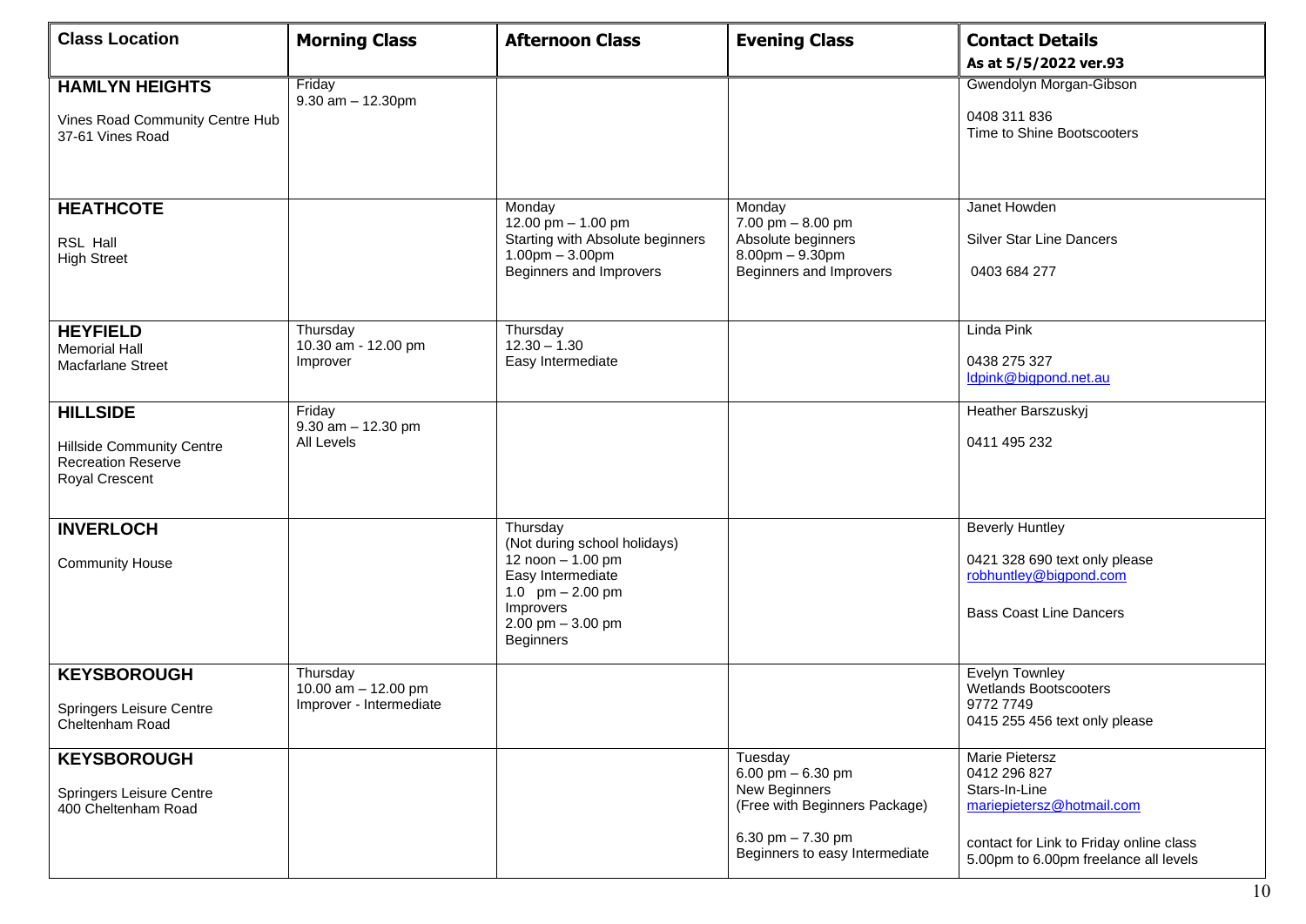| **Class Location** | **Morning Class** | **Afternoon Class** | **Evening Class** | **Contact Details** As at 5/5/2022 ver.93 |
|---|---|---|---|---|
| **HAMLYN HEIGHTS**<br><br>Vines Road Community Centre Hub<br>37-61 Vines Road | Friday<br>9.30 am – 12.30pm | | | Gwendolyn Morgan-Gibson<br><br>0408 311 836<br>Time to Shine Bootscooters |
| **HEATHCOTE**<br><br>RSL Hall<br>High Street | | Monday<br>12.00 pm – 1.00 pm<br>Starting with Absolute beginners<br>1.00pm – 3.00pm<br>Beginners and Improvers | Monday<br>7.00 pm – 8.00 pm<br>Absolute beginners<br>8.00pm – 9.30pm<br>Beginners and Improvers | Janet Howden<br><br>Silver Star Line Dancers<br><br>0403 684 277 |
| **HEYFIELD**<br>Memorial Hall<br>Macfarlane Street | Thursday<br>10.30 am - 12.00 pm<br>Improver | Thursday<br>12.30 – 1.30<br>Easy Intermediate | | Linda Pink<br><br>0438 275 327<br>ldpink@bigpond.net.au |
| **HILLSIDE**<br><br>Hillside Community Centre<br>Recreation Reserve<br>Royal Crescent | Friday<br>9.30 am – 12.30 pm<br>All Levels | | | Heather Barszuskyj<br><br>0411 495 232 |
| **INVERLOCH**<br><br>Community House | | Thursday<br>(Not during school holidays)<br>12 noon – 1.00 pm<br>Easy Intermediate<br>1.0 pm – 2.00 pm<br>Improvers<br>2.00 pm – 3.00 pm<br>Beginners | | Beverly Huntley<br><br>0421 328 690 text only please<br>robhuntley@bigpond.com<br><br>Bass Coast Line Dancers |
| **KEYSBOROUGH**<br><br>Springers Leisure Centre<br>Cheltenham Road | Thursday<br>10.00 am – 12.00 pm<br>Improver - Intermediate | | | Evelyn Townley<br>Wetlands Bootscooters<br>9772 7749<br>0415 255 456 text only please |
| **KEYSBOROUGH**<br><br>Springers Leisure Centre<br>400 Cheltenham Road | | | Tuesday<br>6.00 pm – 6.30 pm<br>New Beginners<br>(Free with Beginners Package)<br><br>6.30 pm – 7.30 pm<br>Beginners to easy Intermediate | Marie Pietersz<br>0412 296 827<br>Stars-In-Line<br>mariepietersz@hotmail.com<br><br>contact for Link to Friday online class<br>5.00pm to 6.00pm freelance all levels |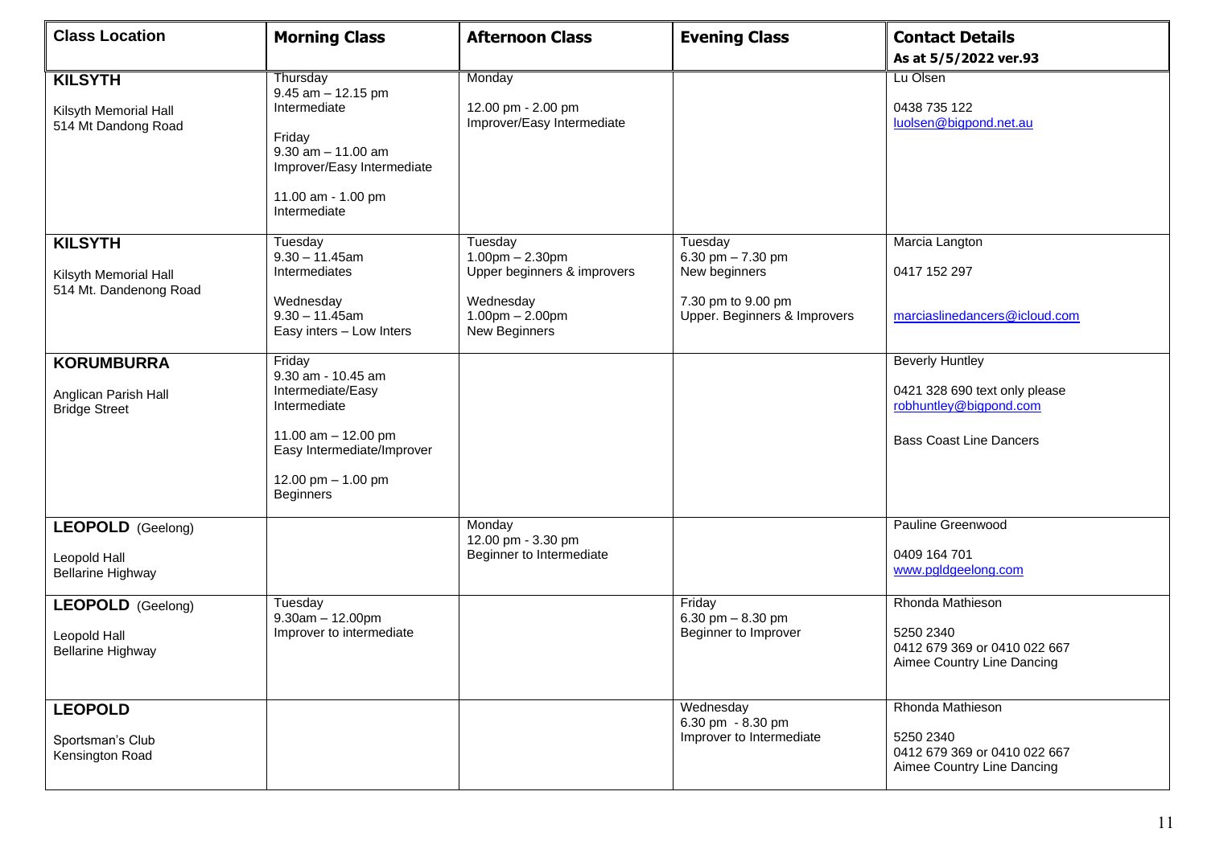| Class Location | Morning Class | Afternoon Class | Evening Class | Contact Details<br>As at 5/5/2022 ver.93 |
|---|---|---|---|---|
| **KILSYTH**<br><br>Kilsyth Memorial Hall<br>514 Mt Dandong Road | Thursday<br>9.45 am – 12.15 pm<br>Intermediate<br><br>Friday<br>9.30 am – 11.00 am<br>Improver/Easy Intermediate<br><br>11.00 am - 1.00 pm<br>Intermediate | Monday<br><br>12.00 pm - 2.00 pm<br>Improver/Easy Intermediate | | Lu Olsen<br><br>0438 735 122<br>luolsen@bigpond.net.au |
| **KILSYTH**<br><br>Kilsyth Memorial Hall<br>514 Mt. Dandenong Road | Tuesday<br>9.30 – 11.45am<br>Intermediates<br><br>Wednesday<br>9.30 – 11.45am<br>Easy inters – Low Inters | Tuesday<br>1.00pm – 2.30pm<br>Upper beginners & improvers<br><br>Wednesday<br>1.00pm – 2.00pm<br>New Beginners | Tuesday<br>6.30 pm – 7.30 pm<br>New beginners<br><br>7.30 pm to 9.00 pm<br>Upper. Beginners & Improvers | Marcia Langton<br><br>0417 152 297<br><br>marciaslinedancers@icloud.com |
| **KORUMBURRA**<br><br>Anglican Parish Hall<br>Bridge Street | Friday<br>9.30 am - 10.45 am<br>Intermediate/Easy Intermediate<br><br>11.00 am – 12.00 pm<br>Easy Intermediate/Improver<br><br>12.00 pm – 1.00 pm<br>Beginners | | | Beverly Huntley<br><br>0421 328 690 text only please<br>robhuntley@bigpond.com<br><br>Bass Coast Line Dancers |
| **LEOPOLD** (Geelong)<br><br>Leopold Hall<br>Bellarine Highway | | Monday<br>12.00 pm - 3.30 pm<br>Beginner to Intermediate | | Pauline Greenwood<br><br>0409 164 701<br>www.pgldgeelong.com |
| **LEOPOLD** (Geelong)<br><br>Leopold Hall<br>Bellarine Highway | Tuesday<br>9.30am – 12.00pm<br>Improver to intermediate | | Friday<br>6.30 pm – 8.30 pm<br>Beginner to Improver | Rhonda Mathieson<br><br>5250 2340<br>0412 679 369 or 0410 022 667<br>Aimee Country Line Dancing |
| **LEOPOLD**<br><br>Sportsman's Club<br>Kensington Road | | | Wednesday<br>6.30 pm - 8.30 pm<br>Improver to Intermediate | Rhonda Mathieson<br><br>5250 2340<br>0412 679 369 or 0410 022 667<br>Aimee Country Line Dancing |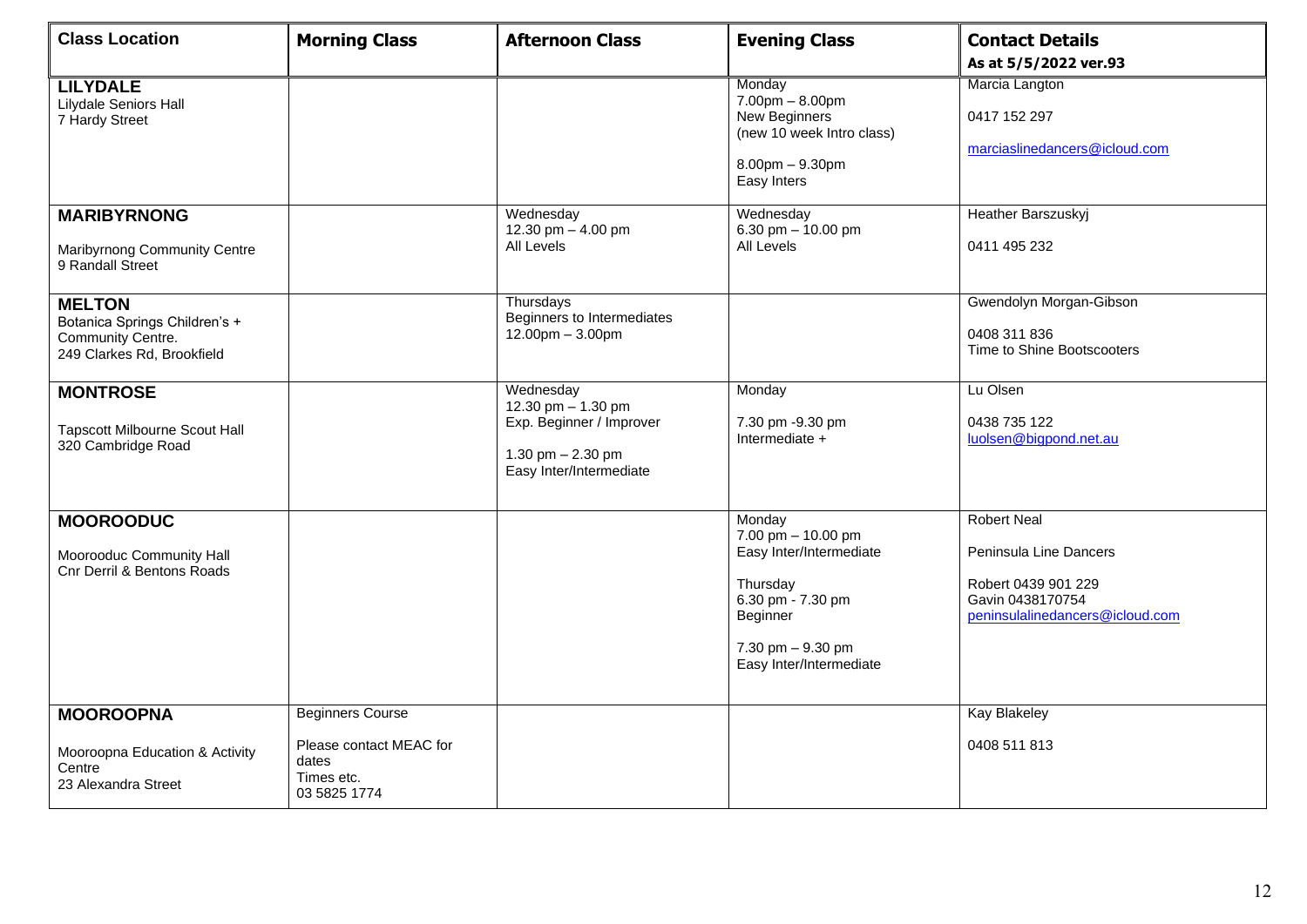| Class Location | Morning Class | Afternoon Class | Evening Class | Contact Details<br>As at 5/5/2022 ver.93 |
|---|---|---|---|---|
| **LILYDALE**<br>Lilydale Seniors Hall<br>7 Hardy Street | | | Monday<br>7.00pm – 8.00pm<br>New Beginners<br>(new 10 week Intro class)<br><br>8.00pm – 9.30pm<br>Easy Inters | Marcia Langton<br><br>0417 152 297<br><br>marciaslinedancers@icloud.com |
| **MARIBYRNONG**<br><br>Maribyrnong Community Centre<br>9 Randall Street | | Wednesday<br>12.30 pm – 4.00 pm<br>All Levels | Wednesday<br>6.30 pm – 10.00 pm<br>All Levels | Heather Barszuskyj<br><br>0411 495 232 |
| **MELTON**<br>Botanica Springs Children's +<br>Community Centre.<br>249 Clarkes Rd, Brookfield | | Thursdays<br>Beginners to Intermediates<br>12.00pm – 3.00pm | | Gwendolyn Morgan-Gibson<br><br>0408 311 836<br>Time to Shine Bootscooters |
| **MONTROSE**<br><br>Tapscott Milbourne Scout Hall<br>320 Cambridge Road | | Wednesday<br>12.30 pm – 1.30 pm<br>Exp. Beginner / Improver<br><br>1.30 pm – 2.30 pm<br>Easy Inter/Intermediate | Monday<br><br>7.30 pm -9.30 pm<br>Intermediate + | Lu Olsen<br><br>0438 735 122<br>luolsen@bigpond.net.au |
| **MOOROODUC**<br><br>Moorooduc Community Hall<br>Cnr Derril & Bentons Roads | | | Monday<br>7.00 pm – 10.00 pm<br>Easy Inter/Intermediate<br><br>Thursday<br>6.30 pm - 7.30 pm<br>Beginner<br><br>7.30 pm – 9.30 pm<br>Easy Inter/Intermediate | Robert Neal<br><br>Peninsula Line Dancers<br><br>Robert 0439 901 229<br>Gavin 0438170754<br>peninsulalinedancers@icloud.com |
| **MOOROOPNA**<br><br>Mooroopna Education & Activity Centre<br>23 Alexandra Street | Beginners Course<br><br>Please contact MEAC for dates<br>Times etc.<br>03 5825 1774 | | | Kay Blakeley<br><br>0408 511 813 |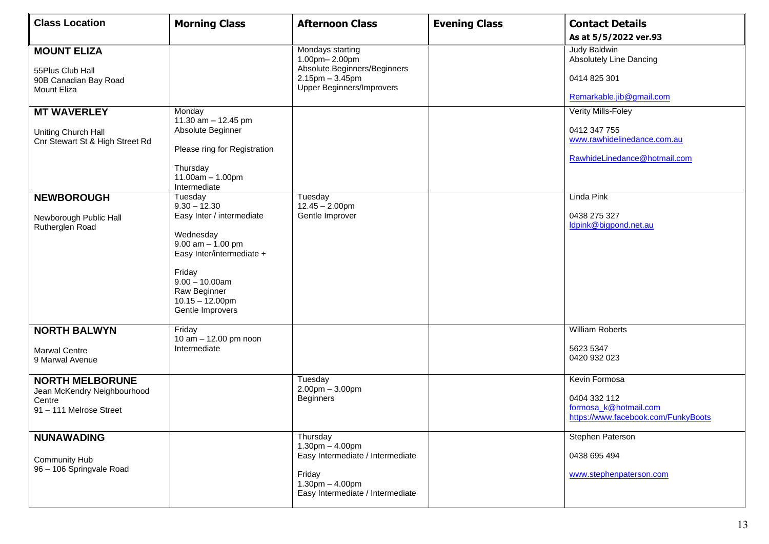| Class Location | Morning Class | Afternoon Class | Evening Class | Contact Details As at 5/5/2022 ver.93 |
|---|---|---|---|---|
| **MOUNT ELIZA**<br><br>55Plus Club Hall<br>90B Canadian Bay Road<br>Mount Eliza | | Mondays starting<br>1.00pm– 2.00pm<br>Absolute Beginners/Beginners<br>2.15pm – 3.45pm<br>Upper Beginners/Improvers | | Judy Baldwin<br>Absolutely Line Dancing<br><br>0414 825 301<br><br>Remarkable.jib@gmail.com |
| **MT WAVERLEY**<br><br>Uniting Church Hall<br>Cnr Stewart St & High Street Rd | Monday<br>11.30 am – 12.45 pm<br>Absolute Beginner<br><br>Please ring for Registration<br><br>Thursday<br>11.00am – 1.00pm<br>Intermediate | | | Verity Mills-Foley<br><br>0412 347 755<br>www.rawhidelinedance.com.au<br><br>RawhideLinedance@hotmail.com |
| **NEWBOROUGH**<br><br>Newborough Public Hall<br>Rutherglen Road | Tuesday<br>9.30 – 12.30<br>Easy Inter / intermediate<br><br>Wednesday<br>9.00 am – 1.00 pm<br>Easy Inter/intermediate +<br><br>Friday<br>9.00 – 10.00am<br>Raw Beginner<br>10.15 – 12.00pm<br>Gentle Improvers | Tuesday<br>12.45 – 2.00pm<br>Gentle Improver | | Linda Pink<br><br>0438 275 327<br>ldpink@bigpond.net.au |
| **NORTH BALWYN**<br><br>Marwal Centre<br>9 Marwal Avenue | Friday<br>10 am – 12.00 pm noon<br>Intermediate | | | William Roberts<br><br>5623 5347<br>0420 932 023 |
| **NORTH MELBORUNE**<br>Jean McKendry Neighbourhood Centre<br>91 – 111 Melrose Street | | Tuesday<br>2.00pm – 3.00pm<br>Beginners | | Kevin Formosa<br><br>0404 332 112<br>formosa_k@hotmail.com<br>https://www.facebook.com/FunkyBoots |
| **NUNAWADING**<br><br>Community Hub<br>96 – 106 Springvale Road | | Thursday<br>1.30pm – 4.00pm<br>Easy Intermediate / Intermediate<br><br>Friday<br>1.30pm – 4.00pm<br>Easy Intermediate / Intermediate | | Stephen Paterson<br><br>0438 695 494<br><br>www.stephenpaterson.com |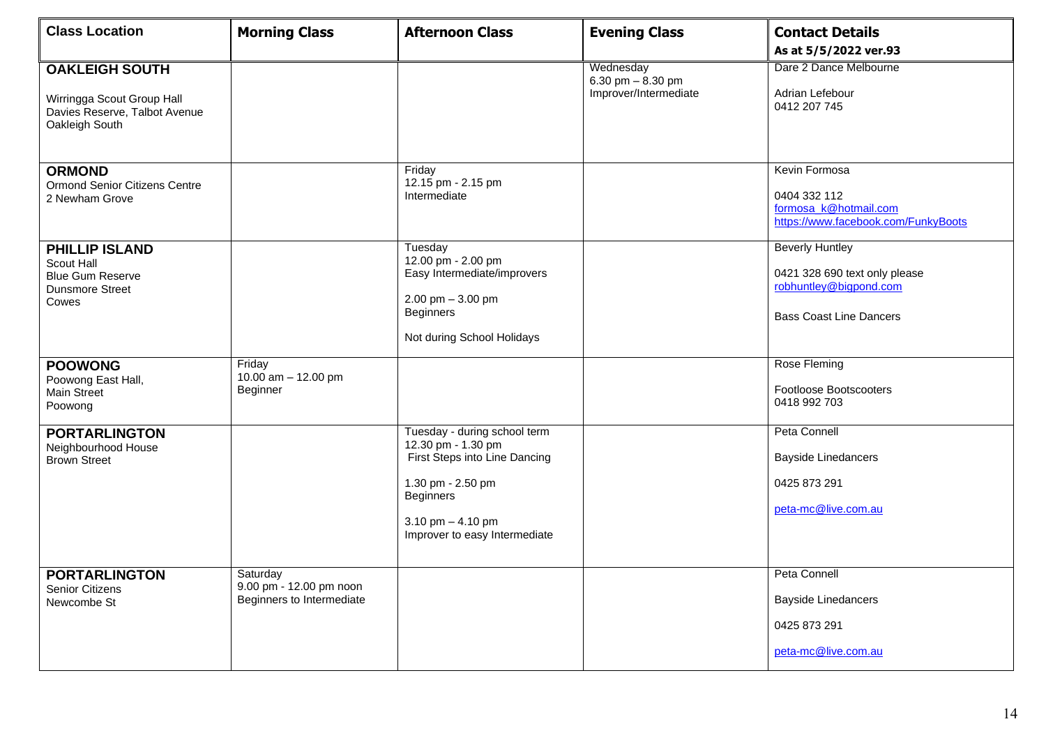| Class Location | Morning Class | Afternoon Class | Evening Class | Contact Details<br>As at 5/5/2022 ver.93 |
|---|---|---|---|---|
| **OAKLEIGH SOUTH**<br><br>Wirringga Scout Group Hall<br>Davies Reserve, Talbot Avenue<br>Oakleigh South | | | Wednesday<br>6.30 pm – 8.30 pm<br>Improver/Intermediate | Dare 2 Dance Melbourne<br><br>Adrian Lefebour<br>0412 207 745 |
| **ORMOND**<br>Ormond Senior Citizens Centre<br>2 Newham Grove | | Friday<br>12.15 pm - 2.15 pm<br>Intermediate | | Kevin Formosa<br><br>0404 332 112<br>formosa_k@hotmail.com<br>https://www.facebook.com/FunkyBoots |
| **PHILLIP ISLAND**<br>Scout Hall<br>Blue Gum Reserve<br>Dunsmore Street<br>Cowes | | Tuesday<br>12.00 pm - 2.00 pm<br>Easy Intermediate/improvers<br><br>2.00 pm – 3.00 pm<br>Beginners<br><br>Not during School Holidays | | Beverly Huntley<br><br>0421 328 690 text only please<br>robhuntley@bigpond.com<br><br>Bass Coast Line Dancers |
| **POOWONG**<br>Poowong East Hall,<br>Main Street<br>Poowong | Friday<br>10.00 am – 12.00 pm<br>Beginner | | | Rose Fleming<br><br>Footloose Bootscooters<br>0418 992 703 |
| **PORTARLINGTON**<br>Neighbourhood House<br>Brown Street | | Tuesday - during school term<br>12.30 pm - 1.30 pm<br>First Steps into Line Dancing<br><br>1.30 pm - 2.50 pm<br>Beginners<br><br>3.10 pm – 4.10 pm<br>Improver to easy Intermediate | | Peta Connell<br><br>Bayside Linedancers<br><br>0425 873 291<br><br>peta-mc@live.com.au |
| **PORTARLINGTON**<br>Senior Citizens<br>Newcombe St | Saturday<br>9.00 pm - 12.00 pm noon<br>Beginners to Intermediate | | | Peta Connell<br><br>Bayside Linedancers<br><br>0425 873 291<br><br>peta-mc@live.com.au |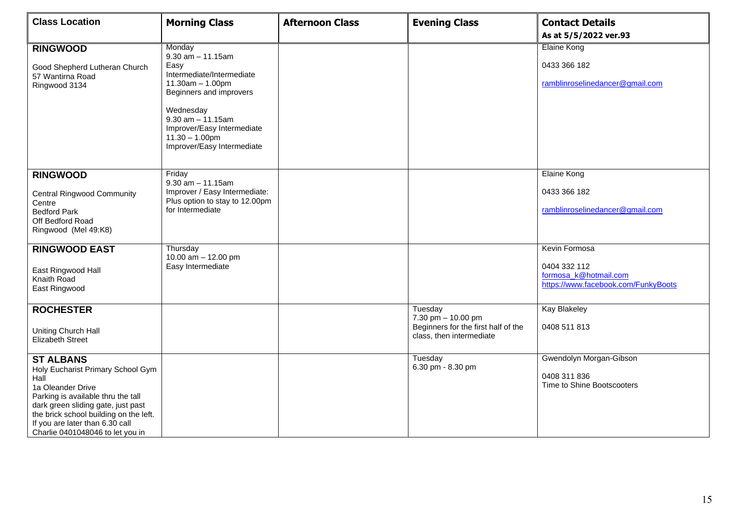| Class Location | Morning Class | Afternoon Class | Evening Class | Contact Details<br>As at 5/5/2022 ver.93 |
|---|---|---|---|---|
| **RINGWOOD**<br><br>Good Shepherd Lutheran Church<br>57 Wantirna Road<br>Ringwood 3134 | Monday<br>9.30 am – 11.15am<br>Easy Intermediate/Intermediate<br>11.30am – 1.00pm<br>Beginners and improvers<br><br>Wednesday<br>9.30 am – 11.15am<br>Improver/Easy Intermediate<br>11.30 – 1.00pm<br>Improver/Easy Intermediate | | | Elaine Kong<br><br>0433 366 182<br><br>ramblinroselinedancer@gmail.com |
| **RINGWOOD**<br><br>Central Ringwood Community Centre<br>Bedford Park<br>Off Bedford Road<br>Ringwood (Mel 49:K8) | Friday<br>9.30 am – 11.15am<br>Improver / Easy Intermediate:<br>Plus option to stay to 12.00pm for Intermediate | | | Elaine Kong<br><br>0433 366 182<br><br>ramblinroselinedancer@gmail.com |
| **RINGWOOD EAST**<br><br>East Ringwood Hall<br>Knaith Road<br>East Ringwood | Thursday<br>10.00 am – 12.00 pm<br>Easy Intermediate | | | Kevin Formosa<br><br>0404 332 112<br>formosa_k@hotmail.com<br>https://www.facebook.com/FunkyBoots |
| **ROCHESTER**<br><br>Uniting Church Hall<br>Elizabeth Street | | | Tuesday<br>7.30 pm – 10.00 pm<br>Beginners for the first half of the class, then intermediate | Kay Blakeley<br><br>0408 511 813 |
| **ST ALBANS**<br>Holy Eucharist Primary School Gym Hall<br>1a Oleander Drive<br>Parking is available thru the tall dark green sliding gate, just past the brick school building on the left. If you are later than 6.30 call Charlie 0401048046 to let you in | | | Tuesday<br>6.30 pm - 8.30 pm | Gwendolyn Morgan-Gibson<br><br>0408 311 836<br>Time to Shine Bootscooters |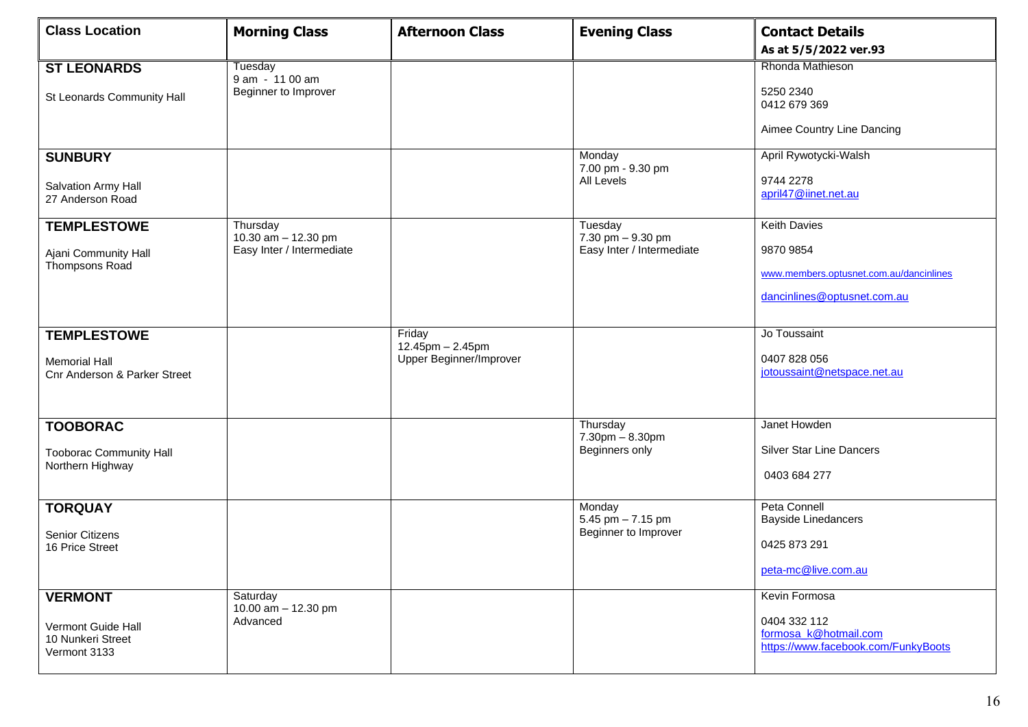| Class Location | Morning Class | Afternoon Class | Evening Class | Contact Details<br>As at 5/5/2022 ver.93 |
|---|---|---|---|---|
| **ST LEONARDS**<br><br>St Leonards Community Hall | Tuesday<br>9 am - 11 00 am<br>Beginner to Improver | | | Rhonda Mathieson<br><br>5250 2340<br>0412 679 369<br><br>Aimee Country Line Dancing |
| **SUNBURY**<br><br>Salvation Army Hall<br>27 Anderson Road | | | Monday<br>7.00 pm - 9.30 pm<br>All Levels | April Rywotycki-Walsh<br><br>9744 2278<br>april47@iinet.net.au |
| **TEMPLESTOWE**<br><br>Ajani Community Hall<br>Thompsons Road | Thursday<br>10.30 am – 12.30 pm<br>Easy Inter / Intermediate | | Tuesday<br>7.30 pm – 9.30 pm<br>Easy Inter / Intermediate | Keith Davies<br><br>9870 9854<br><br>www.members.optusnet.com.au/dancinlines<br><br>dancinlines@optusnet.com.au |
| **TEMPLESTOWE**<br><br>Memorial Hall<br>Cnr Anderson & Parker Street | | Friday<br>12.45pm – 2.45pm<br>Upper Beginner/Improver | | Jo Toussaint<br><br>0407 828 056<br>jotoussaint@netspace.net.au |
| **TOOBORAC**<br><br>Tooborac Community Hall<br>Northern Highway | | | Thursday<br>7.30pm – 8.30pm<br>Beginners only | Janet Howden<br><br>Silver Star Line Dancers<br><br>0403 684 277 |
| **TORQUAY**<br><br>Senior Citizens<br>16 Price Street | | | Monday<br>5.45 pm – 7.15 pm<br>Beginner to Improver | Peta Connell<br>Bayside Linedancers<br><br>0425 873 291<br><br>peta-mc@live.com.au |
| **VERMONT**<br><br>Vermont Guide Hall<br>10 Nunkeri Street<br>Vermont 3133 | Saturday<br>10.00 am – 12.30 pm<br>Advanced | | | Kevin Formosa<br><br>0404 332 112<br>formosa_k@hotmail.com<br>https://www.facebook.com/FunkyBoots |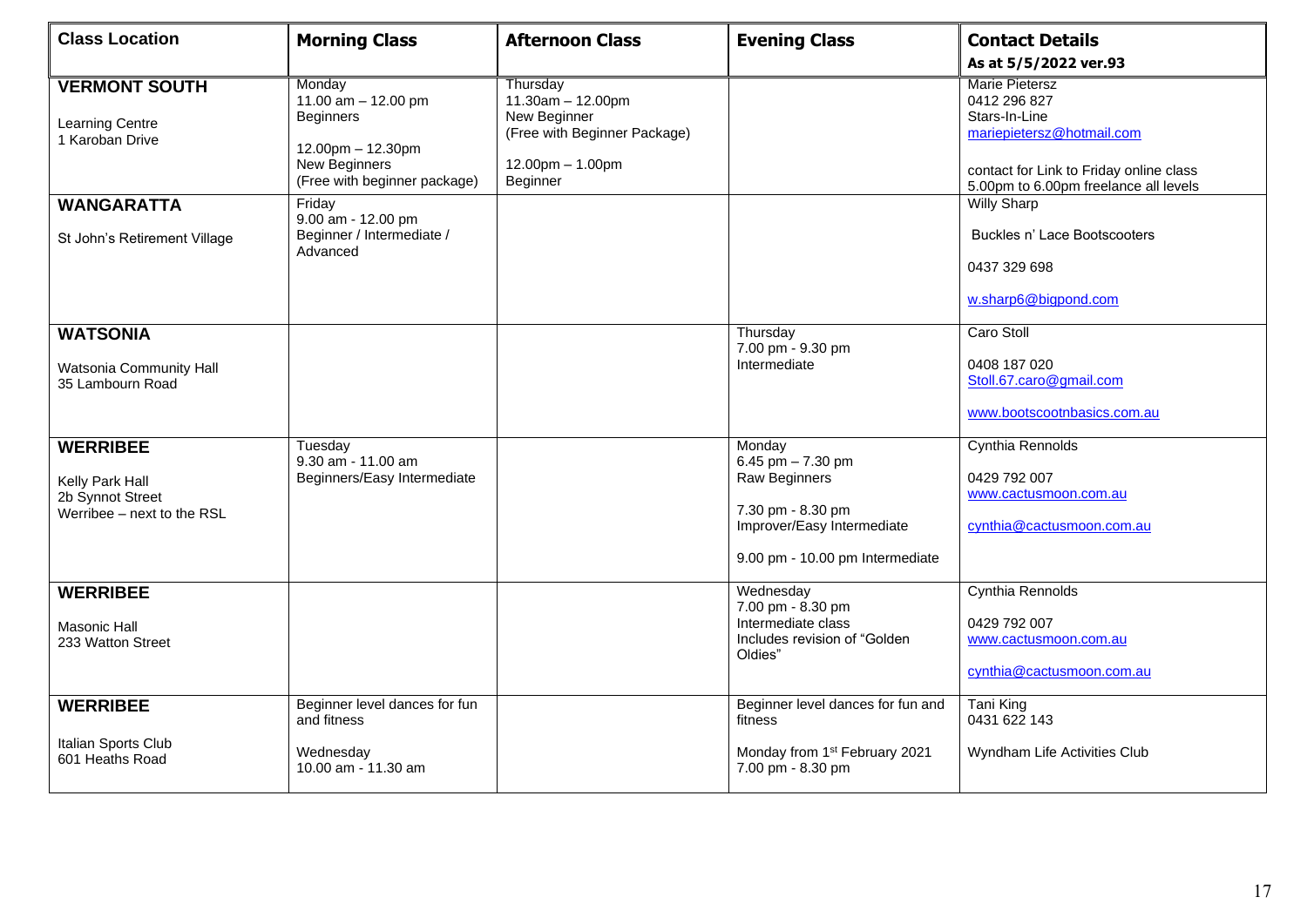| Class Location | Morning Class | Afternoon Class | Evening Class | Contact Details<br>As at 5/5/2022 ver.93 |
| --- | --- | --- | --- | --- |
| **VERMONT SOUTH**<br><br>Learning Centre<br>1 Karoban Drive | Monday<br>11.00 am – 12.00 pm<br>Beginners<br><br>12.00pm – 12.30pm<br>New Beginners<br>(Free with beginner package) | Thursday<br>11.30am – 12.00pm<br>New Beginner<br>(Free with Beginner Package)<br><br>12.00pm – 1.00pm<br>Beginner | | Marie Pietersz<br>0412 296 827<br>Stars-In-Line<br>mariepietersz@hotmail.com<br><br>contact for Link to Friday online class 5.00pm to 6.00pm freelance all levels |
| **WANGARATTA**<br><br>St John's Retirement Village | Friday<br>9.00 am - 12.00 pm<br>Beginner / Intermediate / Advanced | | | Willy Sharp<br><br>Buckles n' Lace Bootscooters<br><br>0437 329 698<br><br>w.sharp6@bigpond.com |
| **WATSONIA**<br><br>Watsonia Community Hall<br>35 Lambourn Road | | | Thursday<br>7.00 pm - 9.30 pm<br>Intermediate | Caro Stoll<br><br>0408 187 020<br>Stoll.67.caro@gmail.com<br><br>www.bootscootnbasics.com.au |
| **WERRIBEE**<br><br>Kelly Park Hall<br>2b Synnot Street<br>Werribee – next to the RSL | Tuesday<br>9.30 am - 11.00 am<br>Beginners/Easy Intermediate | | Monday<br>6.45 pm – 7.30 pm<br>Raw Beginners<br><br>7.30 pm - 8.30 pm<br>Improver/Easy Intermediate<br><br>9.00 pm - 10.00 pm Intermediate | Cynthia Rennolds<br><br>0429 792 007<br>www.cactusmoon.com.au<br><br>cynthia@cactusmoon.com.au |
| **WERRIBEE**<br><br>Masonic Hall<br>233 Watton Street | | | Wednesday<br>7.00 pm - 8.30 pm<br>Intermediate class<br>Includes revision of "Golden Oldies" | Cynthia Rennolds<br><br>0429 792 007<br>www.cactusmoon.com.au<br><br>cynthia@cactusmoon.com.au |
| **WERRIBEE**<br><br>Italian Sports Club<br>601 Heaths Road | Beginner level dances for fun and fitness<br><br>Wednesday<br>10.00 am - 11.30 am | | Beginner level dances for fun and fitness<br><br>Monday from 1st February 2021<br>7.00 pm - 8.30 pm | Tani King<br>0431 622 143<br><br>Wyndham Life Activities Club |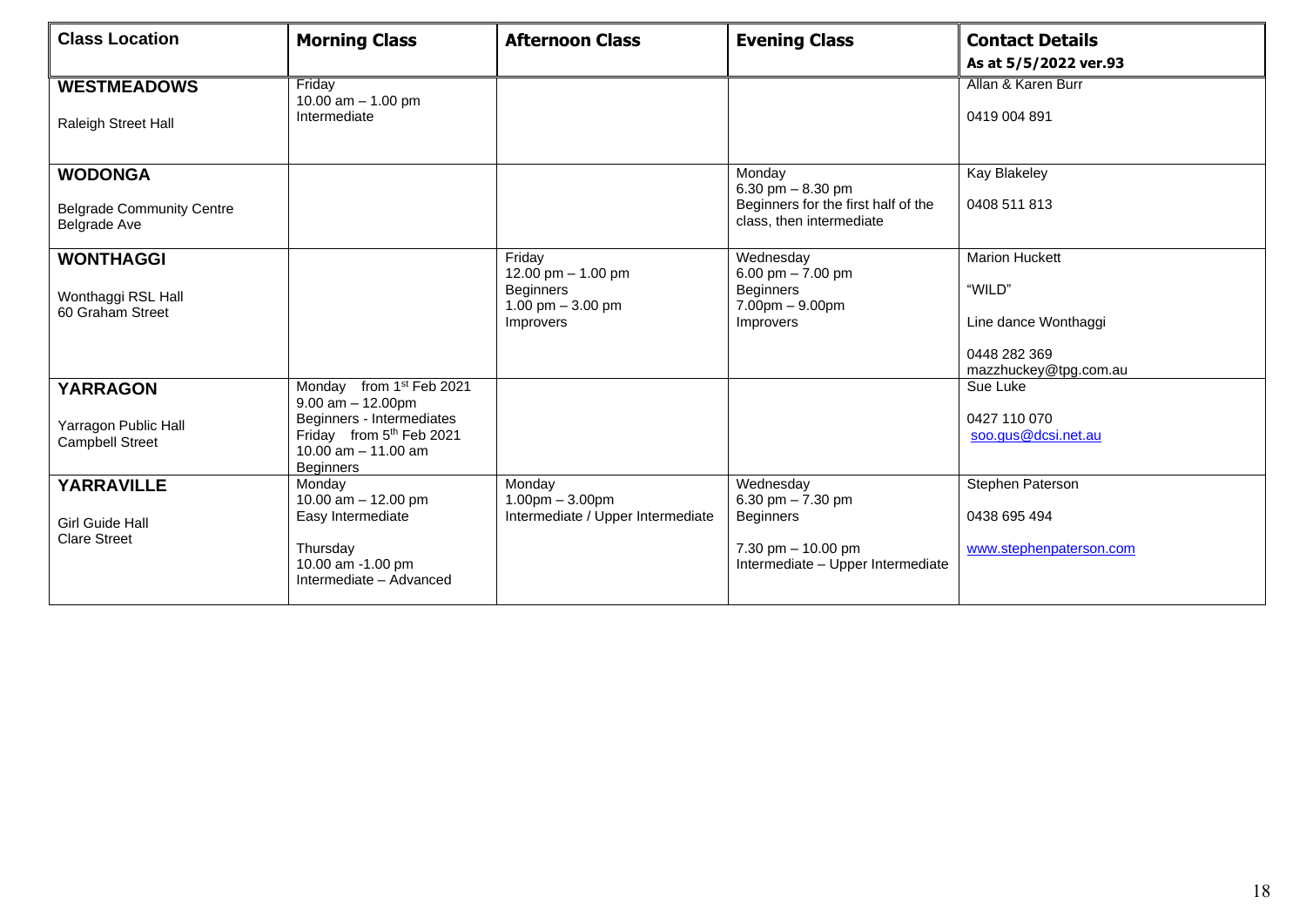| Class Location | Morning Class | Afternoon Class | Evening Class | Contact Details<br>As at 5/5/2022 ver.93 |
|---|---|---|---|---|
| **WESTMEADOWS**<br><br>Raleigh Street Hall | Friday<br>10.00 am – 1.00 pm<br>Intermediate | | | Allan & Karen Burr<br><br>0419 004 891 |
| **WODONGA**<br><br>Belgrade Community Centre<br>Belgrade Ave | | | Monday<br>6.30 pm – 8.30 pm<br>Beginners for the first half of the class, then intermediate | Kay Blakeley<br><br>0408 511 813 |
| **WONTHAGGI**<br><br>Wonthaggi RSL Hall<br>60 Graham Street | | Friday<br>12.00 pm – 1.00 pm<br>Beginners<br>1.00 pm – 3.00 pm<br>Improvers | Wednesday<br>6.00 pm – 7.00 pm<br>Beginners<br>7.00pm – 9.00pm<br>Improvers | Marion Huckett<br><br>"WILD"<br><br>Line dance Wonthaggi<br><br>0448 282 369<br>mazzhuckey@tpg.com.au |
| **YARRAGON**<br><br>Yarragon Public Hall<br>Campbell Street | Monday from 1st Feb 2021<br>9.00 am – 12.00pm<br>Beginners - Intermediates<br>Friday from 5th Feb 2021<br>10.00 am – 11.00 am<br>Beginners | | | Sue Luke<br><br>0427 110 070<br>soo.gus@dcsi.net.au |
| **YARRAVILLE**<br><br>Girl Guide Hall<br>Clare Street | Monday<br>10.00 am – 12.00 pm<br>Easy Intermediate<br><br>Thursday<br>10.00 am -1.00 pm<br>Intermediate – Advanced | Monday<br>1.00pm – 3.00pm<br>Intermediate / Upper Intermediate | Wednesday<br>6.30 pm – 7.30 pm<br>Beginners<br><br>7.30 pm – 10.00 pm<br>Intermediate – Upper Intermediate | Stephen Paterson<br><br>0438 695 494<br><br>www.stephenpaterson.com |